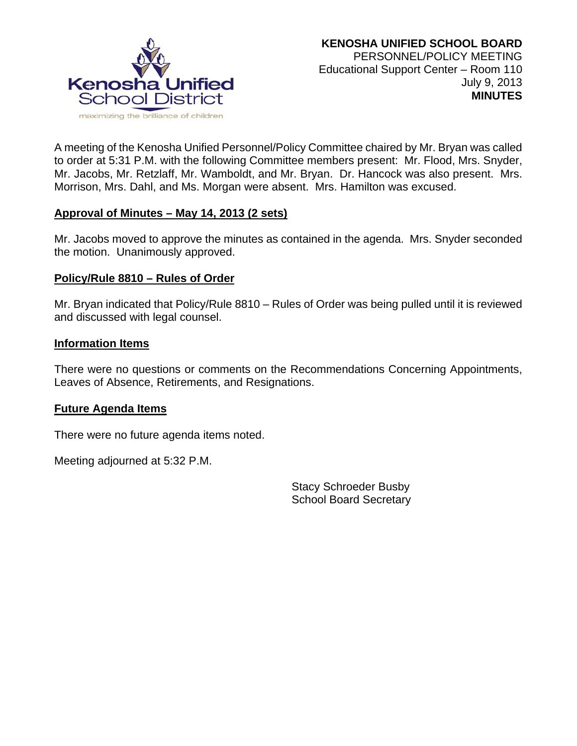**KENOSHA UNIFIED SCHOOL BOARD**
PERSONNEL/POLICY MEETING
Educational Support Center – Room 110
July 9, 2013
**MINUTES**

A meeting of the Kenosha Unified Personnel/Policy Committee chaired by Mr. Bryan was called to order at 5:31 P.M. with the following Committee members present: Mr. Flood, Mrs. Snyder, Mr. Jacobs, Mr. Retzlaff, Mr. Wamboldt, and Mr. Bryan. Dr. Hancock was also present. Mrs. Morrison, Mrs. Dahl, and Ms. Morgan were absent. Mrs. Hamilton was excused.

**Approval of Minutes – May 14, 2013 (2 sets)**

Mr. Jacobs moved to approve the minutes as contained in the agenda. Mrs. Snyder seconded the motion. Unanimously approved.

**Policy/Rule 8810 – Rules of Order**

Mr. Bryan indicated that Policy/Rule 8810 – Rules of Order was being pulled until it is reviewed and discussed with legal counsel.

**Information Items**

There were no questions or comments on the Recommendations Concerning Appointments, Leaves of Absence, Retirements, and Resignations.

**Future Agenda Items**

There were no future agenda items noted.

Meeting adjourned at 5:32 P.M.

Stacy Schroeder Busby
School Board Secretary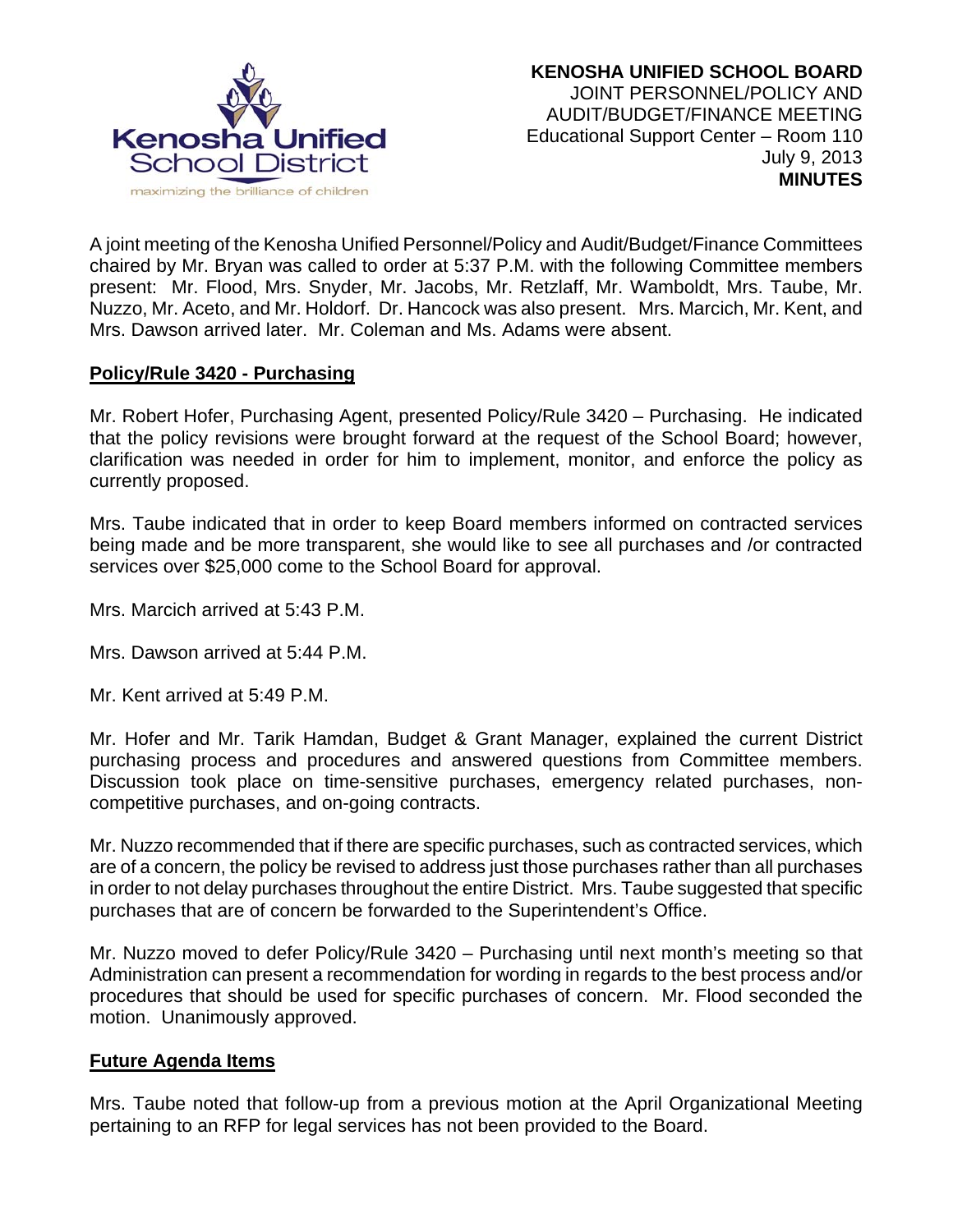**KENOSHA UNIFIED SCHOOL BOARD**
JOINT PERSONNEL/POLICY AND
AUDIT/BUDGET/FINANCE MEETING
Educational Support Center – Room 110
July 9, 2013
**MINUTES**

A joint meeting of the Kenosha Unified Personnel/Policy and Audit/Budget/Finance Committees chaired by Mr. Bryan was called to order at 5:37 P.M. with the following Committee members present: Mr. Flood, Mrs. Snyder, Mr. Jacobs, Mr. Retzlaff, Mr. Wamboldt, Mrs. Taube, Mr. Nuzzo, Mr. Aceto, and Mr. Holdorf. Dr. Hancock was also present. Mrs. Marcich, Mr. Kent, and Mrs. Dawson arrived later. Mr. Coleman and Ms. Adams were absent.

**Policy/Rule 3420 - Purchasing**

Mr. Robert Hofer, Purchasing Agent, presented Policy/Rule 3420 – Purchasing. He indicated that the policy revisions were brought forward at the request of the School Board; however, clarification was needed in order for him to implement, monitor, and enforce the policy as currently proposed.

Mrs. Taube indicated that in order to keep Board members informed on contracted services being made and be more transparent, she would like to see all purchases and /or contracted services over $25,000 come to the School Board for approval.

Mrs. Marcich arrived at 5:43 P.M.

Mrs. Dawson arrived at 5:44 P.M.

Mr. Kent arrived at 5:49 P.M.

Mr. Hofer and Mr. Tarik Hamdan, Budget & Grant Manager, explained the current District purchasing process and procedures and answered questions from Committee members. Discussion took place on time-sensitive purchases, emergency related purchases, non-competitive purchases, and on-going contracts.

Mr. Nuzzo recommended that if there are specific purchases, such as contracted services, which are of a concern, the policy be revised to address just those purchases rather than all purchases in order to not delay purchases throughout the entire District. Mrs. Taube suggested that specific purchases that are of concern be forwarded to the Superintendent's Office.

Mr. Nuzzo moved to defer Policy/Rule 3420 – Purchasing until next month's meeting so that Administration can present a recommendation for wording in regards to the best process and/or procedures that should be used for specific purchases of concern. Mr. Flood seconded the motion. Unanimously approved.

**Future Agenda Items**

Mrs. Taube noted that follow-up from a previous motion at the April Organizational Meeting pertaining to an RFP for legal services has not been provided to the Board.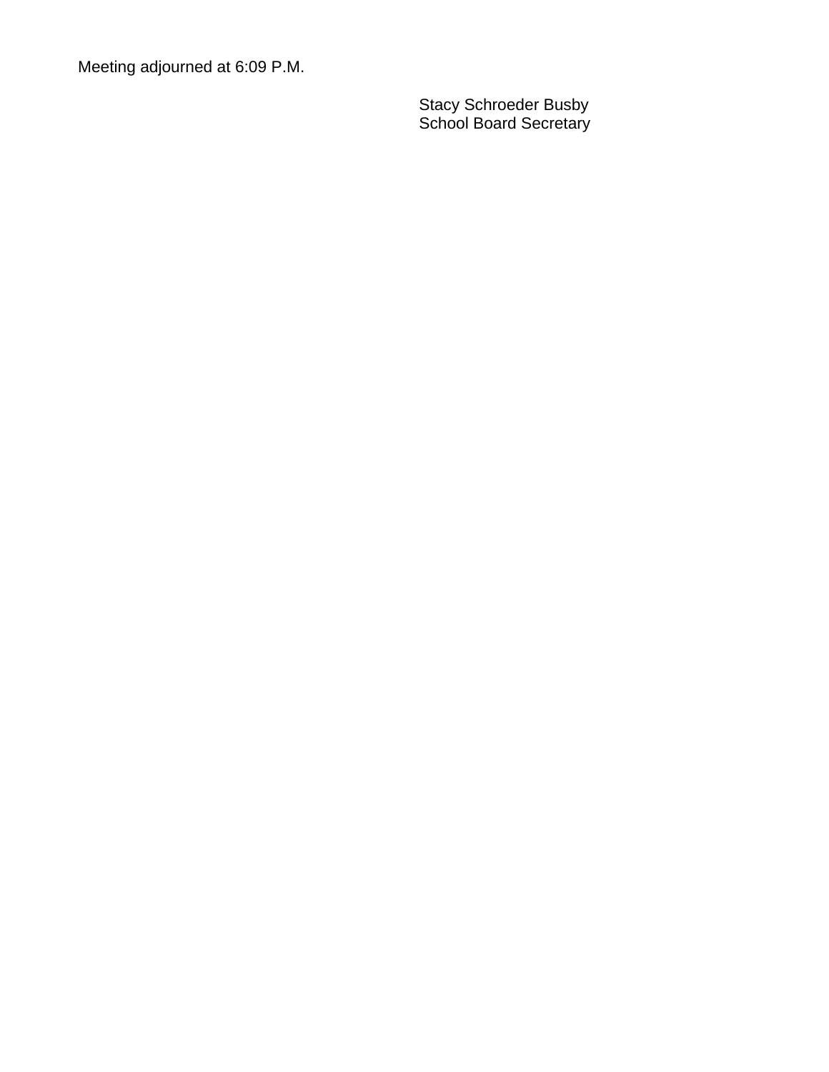Meeting adjourned at 6:09 P.M.

Stacy Schroeder Busby
School Board Secretary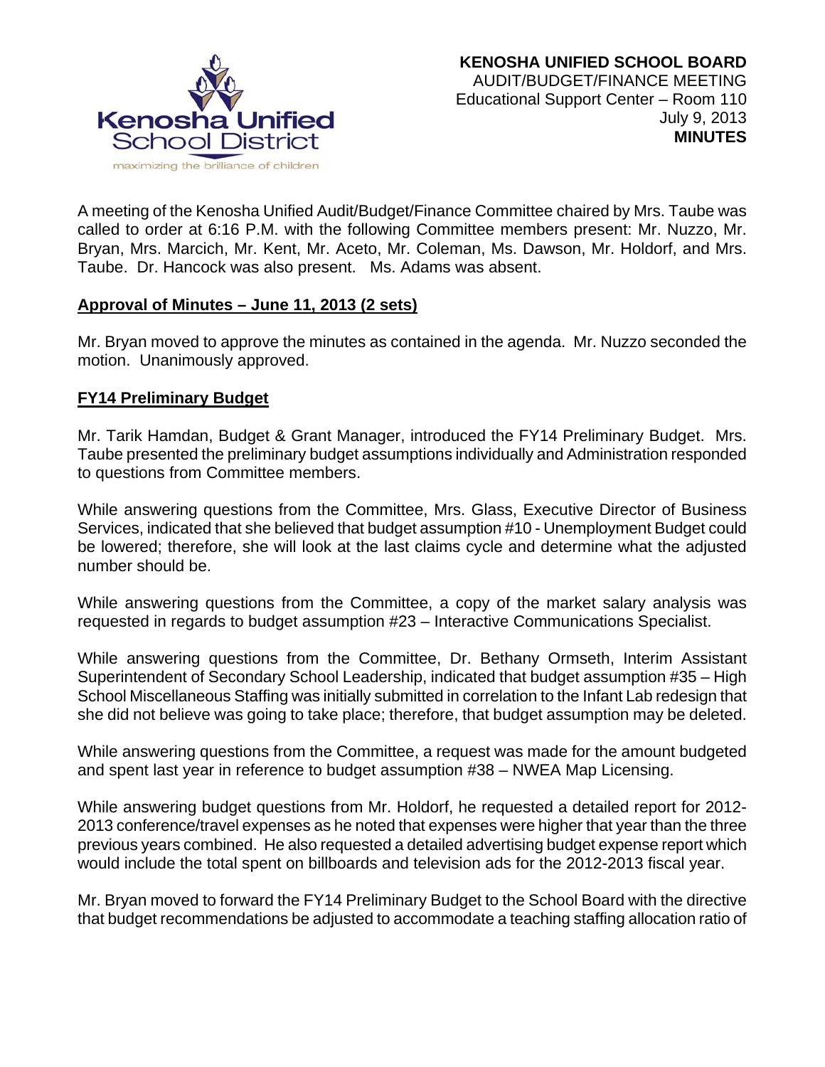**KENOSHA UNIFIED SCHOOL BOARD**
AUDIT/BUDGET/FINANCE MEETING
Educational Support Center – Room 110
July 9, 2013
**MINUTES**

A meeting of the Kenosha Unified Audit/Budget/Finance Committee chaired by Mrs. Taube was called to order at 6:16 P.M. with the following Committee members present: Mr. Nuzzo, Mr. Bryan, Mrs. Marcich, Mr. Kent, Mr. Aceto, Mr. Coleman, Ms. Dawson, Mr. Holdorf, and Mrs. Taube. Dr. Hancock was also present. Ms. Adams was absent.

**Approval of Minutes – June 11, 2013 (2 sets)**

Mr. Bryan moved to approve the minutes as contained in the agenda. Mr. Nuzzo seconded the motion. Unanimously approved.

**FY14 Preliminary Budget**

Mr. Tarik Hamdan, Budget & Grant Manager, introduced the FY14 Preliminary Budget. Mrs. Taube presented the preliminary budget assumptions individually and Administration responded to questions from Committee members.

While answering questions from the Committee, Mrs. Glass, Executive Director of Business Services, indicated that she believed that budget assumption #10 - Unemployment Budget could be lowered; therefore, she will look at the last claims cycle and determine what the adjusted number should be.

While answering questions from the Committee, a copy of the market salary analysis was requested in regards to budget assumption #23 – Interactive Communications Specialist.

While answering questions from the Committee, Dr. Bethany Ormseth, Interim Assistant Superintendent of Secondary School Leadership, indicated that budget assumption #35 – High School Miscellaneous Staffing was initially submitted in correlation to the Infant Lab redesign that she did not believe was going to take place; therefore, that budget assumption may be deleted.

While answering questions from the Committee, a request was made for the amount budgeted and spent last year in reference to budget assumption #38 – NWEA Map Licensing.

While answering budget questions from Mr. Holdorf, he requested a detailed report for 2012-2013 conference/travel expenses as he noted that expenses were higher that year than the three previous years combined. He also requested a detailed advertising budget expense report which would include the total spent on billboards and television ads for the 2012-2013 fiscal year.

Mr. Bryan moved to forward the FY14 Preliminary Budget to the School Board with the directive that budget recommendations be adjusted to accommodate a teaching staffing allocation ratio of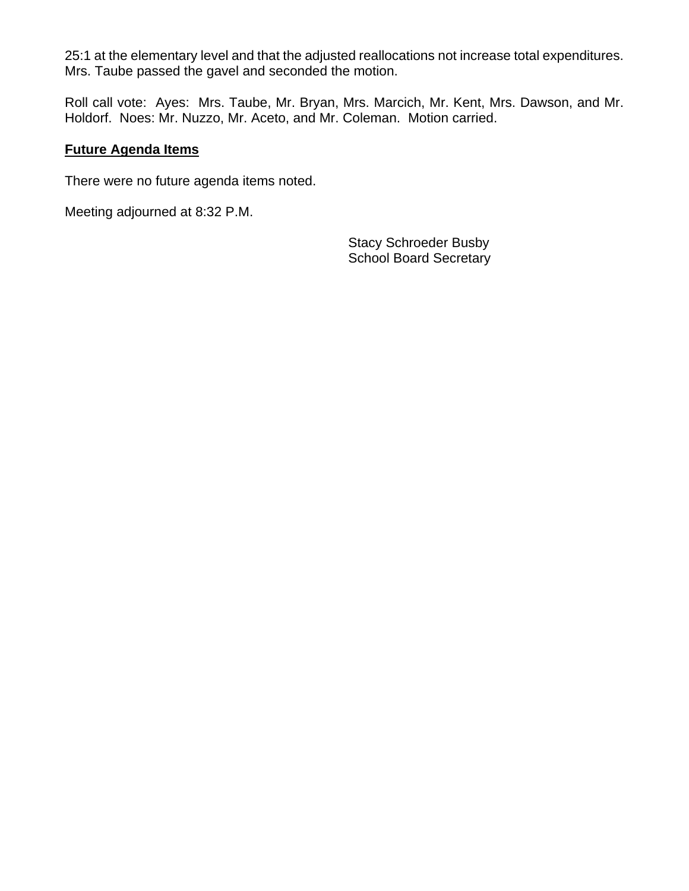25:1 at the elementary level and that the adjusted reallocations not increase total expenditures. Mrs. Taube passed the gavel and seconded the motion.

Roll call vote: Ayes: Mrs. Taube, Mr. Bryan, Mrs. Marcich, Mr. Kent, Mrs. Dawson, and Mr. Holdorf. Noes: Mr. Nuzzo, Mr. Aceto, and Mr. Coleman. Motion carried.

**Future Agenda Items**

There were no future agenda items noted.

Meeting adjourned at 8:32 P.M.

Stacy Schroeder Busby
School Board Secretary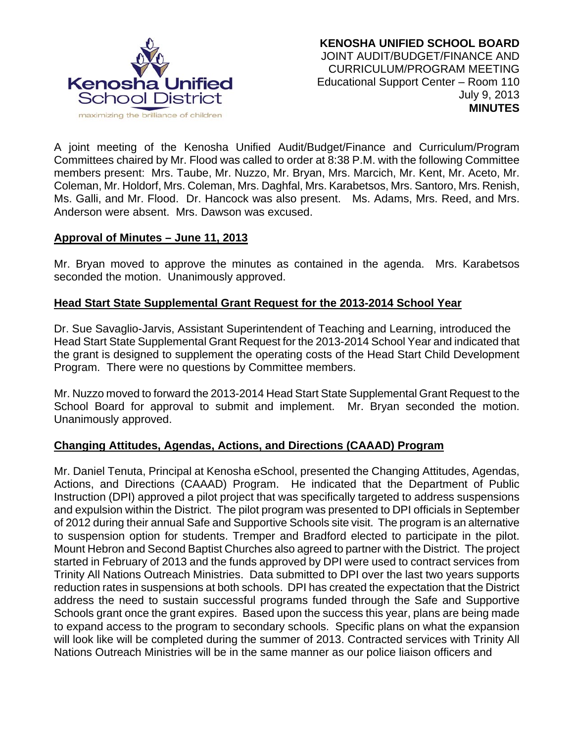**KENOSHA UNIFIED SCHOOL BOARD**
JOINT AUDIT/BUDGET/FINANCE AND
CURRICULUM/PROGRAM MEETING
Educational Support Center – Room 110
July 9, 2013
**MINUTES**

A joint meeting of the Kenosha Unified Audit/Budget/Finance and Curriculum/Program Committees chaired by Mr. Flood was called to order at 8:38 P.M. with the following Committee members present: Mrs. Taube, Mr. Nuzzo, Mr. Bryan, Mrs. Marcich, Mr. Kent, Mr. Aceto, Mr. Coleman, Mr. Holdorf, Mrs. Coleman, Mrs. Daghfal, Mrs. Karabetsos, Mrs. Santoro, Mrs. Renish, Ms. Galli, and Mr. Flood. Dr. Hancock was also present. Ms. Adams, Mrs. Reed, and Mrs. Anderson were absent. Mrs. Dawson was excused.

**Approval of Minutes – June 11, 2013**

Mr. Bryan moved to approve the minutes as contained in the agenda. Mrs. Karabetsos seconded the motion. Unanimously approved.

**Head Start State Supplemental Grant Request for the 2013-2014 School Year**

Dr. Sue Savaglio-Jarvis, Assistant Superintendent of Teaching and Learning, introduced the Head Start State Supplemental Grant Request for the 2013-2014 School Year and indicated that the grant is designed to supplement the operating costs of the Head Start Child Development Program. There were no questions by Committee members.

Mr. Nuzzo moved to forward the 2013-2014 Head Start State Supplemental Grant Request to the School Board for approval to submit and implement. Mr. Bryan seconded the motion. Unanimously approved.

**Changing Attitudes, Agendas, Actions, and Directions (CAAAD) Program**

Mr. Daniel Tenuta, Principal at Kenosha eSchool, presented the Changing Attitudes, Agendas, Actions, and Directions (CAAAD) Program. He indicated that the Department of Public Instruction (DPI) approved a pilot project that was specifically targeted to address suspensions and expulsion within the District. The pilot program was presented to DPI officials in September of 2012 during their annual Safe and Supportive Schools site visit. The program is an alternative to suspension option for students. Tremper and Bradford elected to participate in the pilot. Mount Hebron and Second Baptist Churches also agreed to partner with the District. The project started in February of 2013 and the funds approved by DPI were used to contract services from Trinity All Nations Outreach Ministries. Data submitted to DPI over the last two years supports reduction rates in suspensions at both schools. DPI has created the expectation that the District address the need to sustain successful programs funded through the Safe and Supportive Schools grant once the grant expires. Based upon the success this year, plans are being made to expand access to the program to secondary schools. Specific plans on what the expansion will look like will be completed during the summer of 2013. Contracted services with Trinity All Nations Outreach Ministries will be in the same manner as our police liaison officers and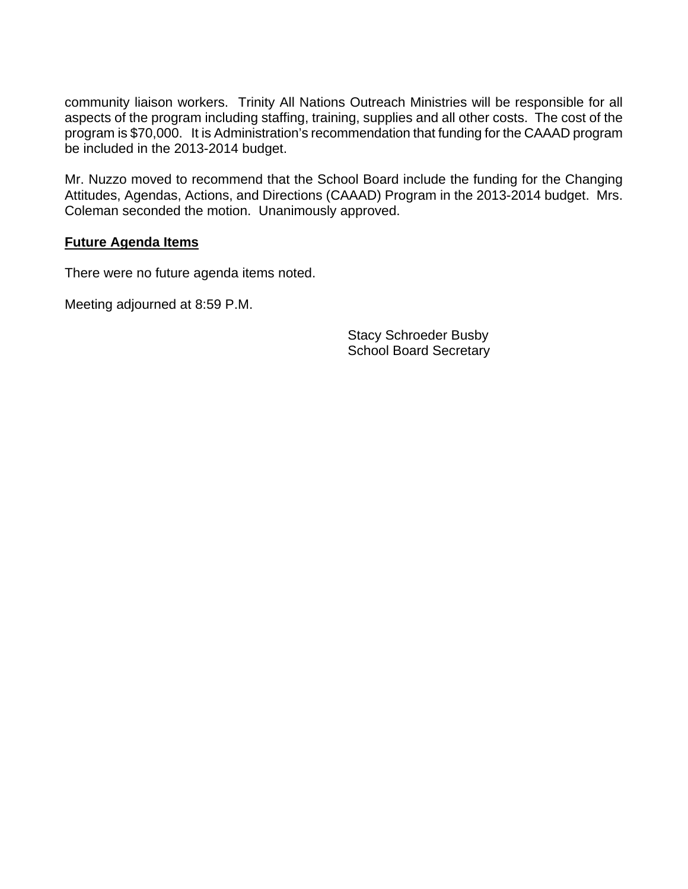community liaison workers. Trinity All Nations Outreach Ministries will be responsible for all aspects of the program including staffing, training, supplies and all other costs. The cost of the program is $70,000. It is Administration's recommendation that funding for the CAAAD program be included in the 2013-2014 budget.

Mr. Nuzzo moved to recommend that the School Board include the funding for the Changing Attitudes, Agendas, Actions, and Directions (CAAAD) Program in the 2013-2014 budget. Mrs. Coleman seconded the motion. Unanimously approved.

**Future Agenda Items**

There were no future agenda items noted.

Meeting adjourned at 8:59 P.M.

Stacy Schroeder Busby
School Board Secretary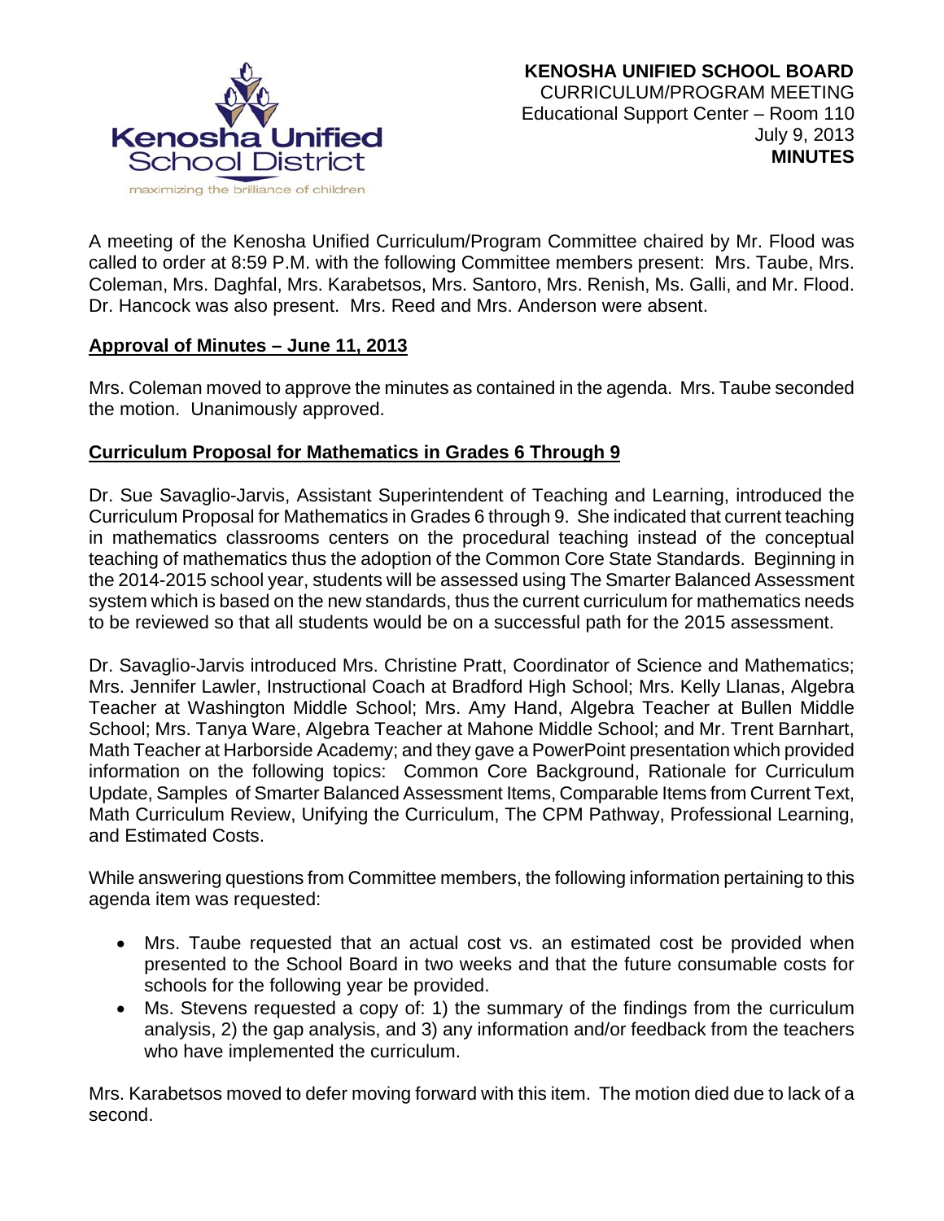**KENOSHA UNIFIED SCHOOL BOARD**
CURRICULUM/PROGRAM MEETING
Educational Support Center – Room 110
July 9, 2013
**MINUTES**

A meeting of the Kenosha Unified Curriculum/Program Committee chaired by Mr. Flood was called to order at 8:59 P.M. with the following Committee members present: Mrs. Taube, Mrs. Coleman, Mrs. Daghfal, Mrs. Karabetsos, Mrs. Santoro, Mrs. Renish, Ms. Galli, and Mr. Flood. Dr. Hancock was also present. Mrs. Reed and Mrs. Anderson were absent.

**Approval of Minutes – June 11, 2013**

Mrs. Coleman moved to approve the minutes as contained in the agenda. Mrs. Taube seconded the motion. Unanimously approved.

**Curriculum Proposal for Mathematics in Grades 6 Through 9**

Dr. Sue Savaglio-Jarvis, Assistant Superintendent of Teaching and Learning, introduced the Curriculum Proposal for Mathematics in Grades 6 through 9. She indicated that current teaching in mathematics classrooms centers on the procedural teaching instead of the conceptual teaching of mathematics thus the adoption of the Common Core State Standards. Beginning in the 2014-2015 school year, students will be assessed using The Smarter Balanced Assessment system which is based on the new standards, thus the current curriculum for mathematics needs to be reviewed so that all students would be on a successful path for the 2015 assessment.

Dr. Savaglio-Jarvis introduced Mrs. Christine Pratt, Coordinator of Science and Mathematics; Mrs. Jennifer Lawler, Instructional Coach at Bradford High School; Mrs. Kelly Llanas, Algebra Teacher at Washington Middle School; Mrs. Amy Hand, Algebra Teacher at Bullen Middle School; Mrs. Tanya Ware, Algebra Teacher at Mahone Middle School; and Mr. Trent Barnhart, Math Teacher at Harborside Academy; and they gave a PowerPoint presentation which provided information on the following topics: Common Core Background, Rationale for Curriculum Update, Samples of Smarter Balanced Assessment Items, Comparable Items from Current Text, Math Curriculum Review, Unifying the Curriculum, The CPM Pathway, Professional Learning, and Estimated Costs.

While answering questions from Committee members, the following information pertaining to this agenda item was requested:

- Mrs. Taube requested that an actual cost vs. an estimated cost be provided when presented to the School Board in two weeks and that the future consumable costs for schools for the following year be provided.
- Ms. Stevens requested a copy of: 1) the summary of the findings from the curriculum analysis, 2) the gap analysis, and 3) any information and/or feedback from the teachers who have implemented the curriculum.

Mrs. Karabetsos moved to defer moving forward with this item. The motion died due to lack of a second.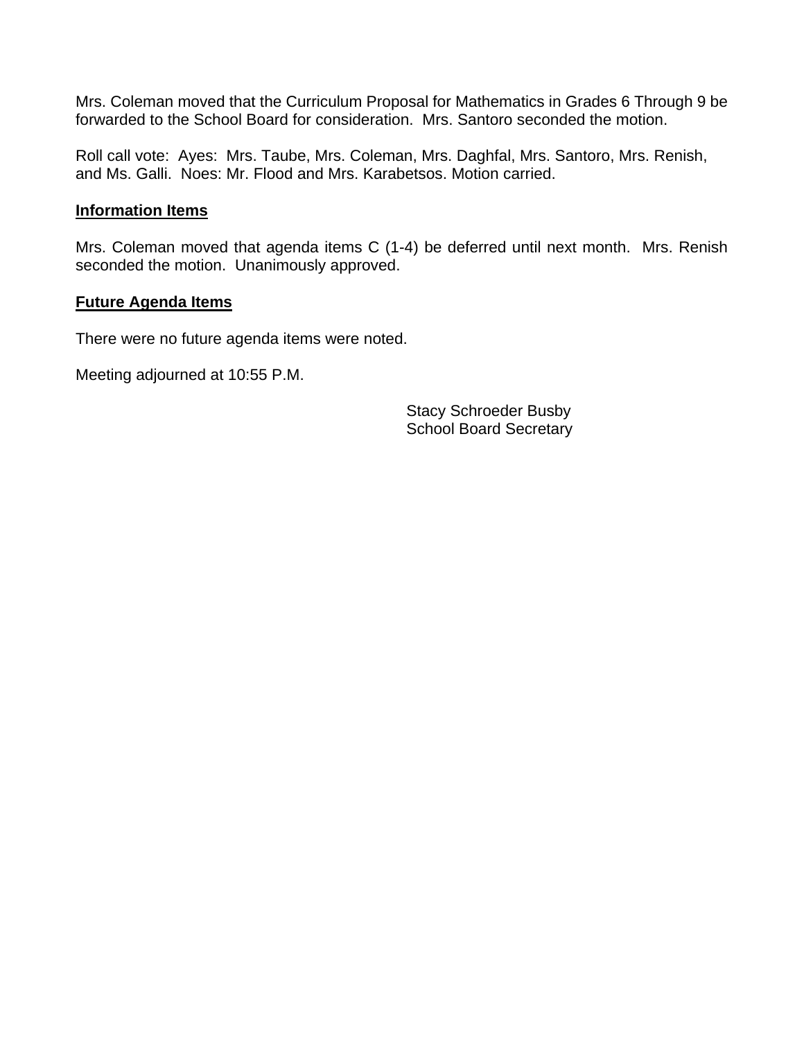Mrs. Coleman moved that the Curriculum Proposal for Mathematics in Grades 6 Through 9 be forwarded to the School Board for consideration. Mrs. Santoro seconded the motion.

Roll call vote: Ayes: Mrs. Taube, Mrs. Coleman, Mrs. Daghfal, Mrs. Santoro, Mrs. Renish, and Ms. Galli. Noes: Mr. Flood and Mrs. Karabetsos. Motion carried.

**Information Items**

Mrs. Coleman moved that agenda items C (1-4) be deferred until next month. Mrs. Renish seconded the motion. Unanimously approved.

**Future Agenda Items**

There were no future agenda items were noted.

Meeting adjourned at 10:55 P.M.

Stacy Schroeder Busby
School Board Secretary